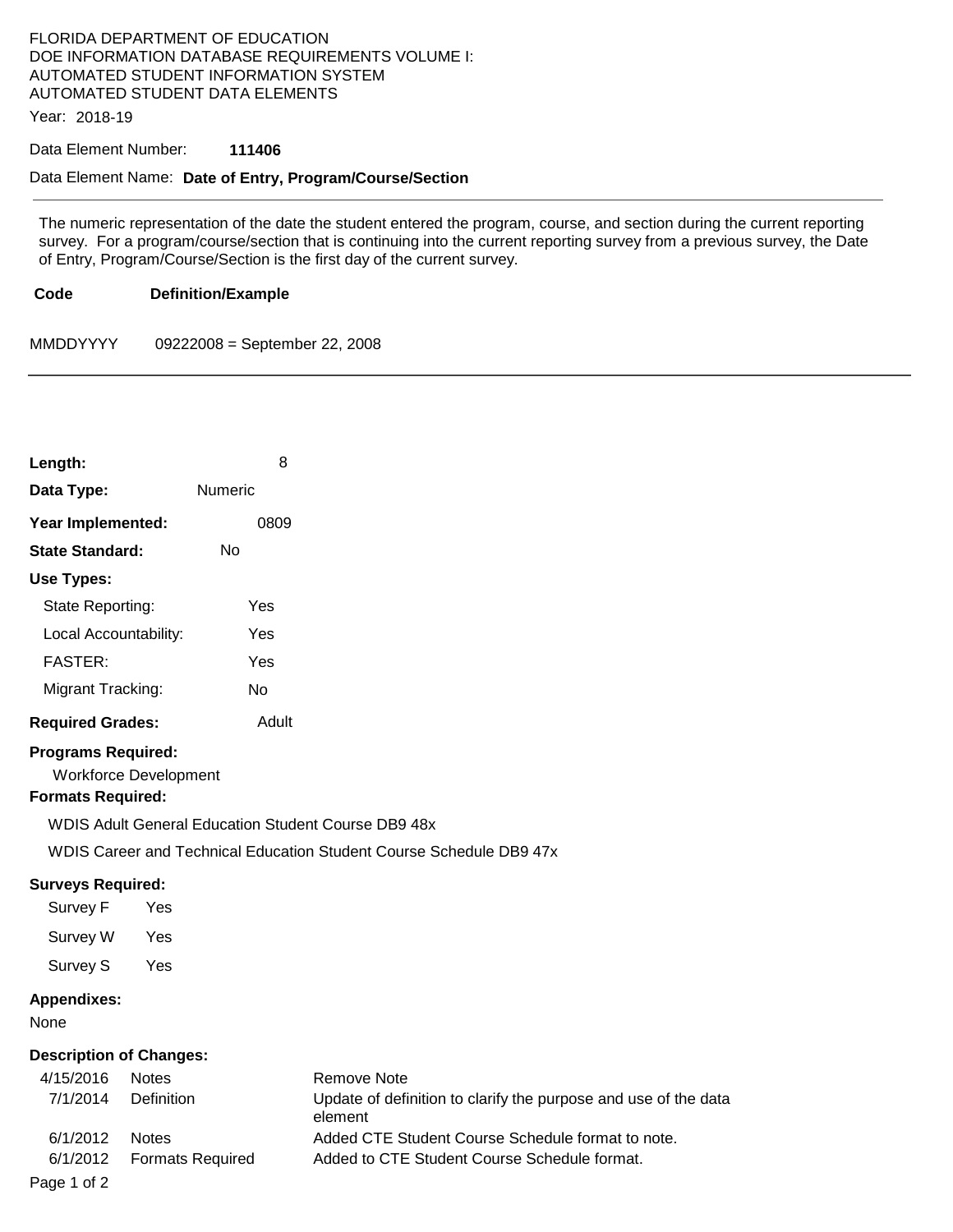FLORIDA DEPARTMENT OF EDUCATION
DOE INFORMATION DATABASE REQUIREMENTS VOLUME I:
AUTOMATED STUDENT INFORMATION SYSTEM
AUTOMATED STUDENT DATA ELEMENTS

Year: 2018-19

Data Element Number: **111406**

Data Element Name: **Date of Entry, Program/Course/Section**

---

The numeric representation of the date the student entered the program, course, and section during the current reporting survey. For a program/course/section that is continuing into the current reporting survey from a previous survey, the Date of Entry, Program/Course/Section is the first day of the current survey.

| Code | Definition/Example |
|---|---|
| MMDDYYYY | 09222008 = September 22, 2008 |

---

**Length:** 8

**Data Type:** Numeric

**Year Implemented:** 0809

**State Standard:** No

**Use Types:**

- State Reporting: Yes
- Local Accountability: Yes
- FASTER: Yes
- Migrant Tracking: No

**Required Grades:** Adult

**Programs Required:**

Workforce Development

**Formats Required:**

WDIS Adult General Education Student Course DB9 48x

WDIS Career and Technical Education Student Course Schedule DB9 47x

**Surveys Required:**

| Survey | Required |
|---|---|
| Survey F | Yes |
| Survey W | Yes |
| Survey S | Yes |

**Appendixes:**

None

**Description of Changes:**

| Date | Item | Change |
|---|---|---|
| 4/15/2016 | Notes | Remove Note |
| 7/1/2014 | Definition | Update of definition to clarify the purpose and use of the data element |
| 6/1/2012 | Notes | Added CTE Student Course Schedule format to note. |
| 6/1/2012 | Formats Required | Added to CTE Student Course Schedule format. |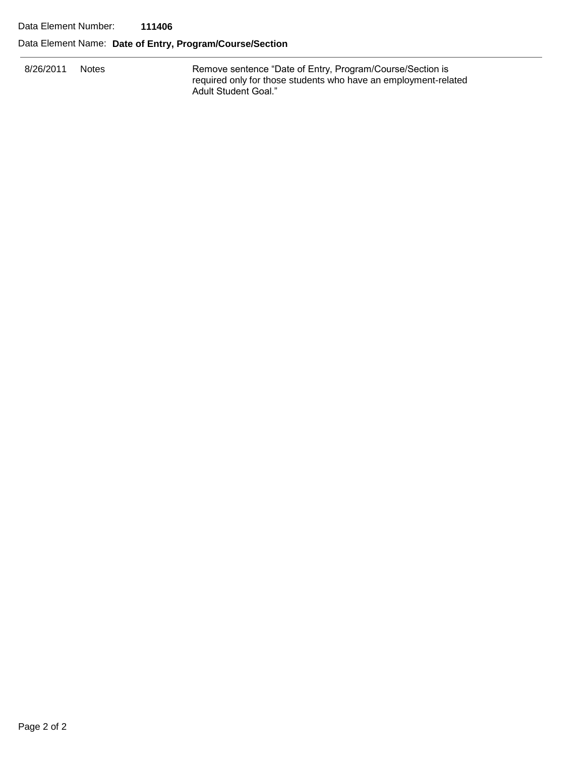Data Element Number: **111406**

Data Element Name: **Date of Entry, Program/Course/Section**

| | | |
|---|---|---|
| 8/26/2011 | Notes | Remove sentence "Date of Entry, Program/Course/Section is required only for those students who have an employment-related Adult Student Goal." |